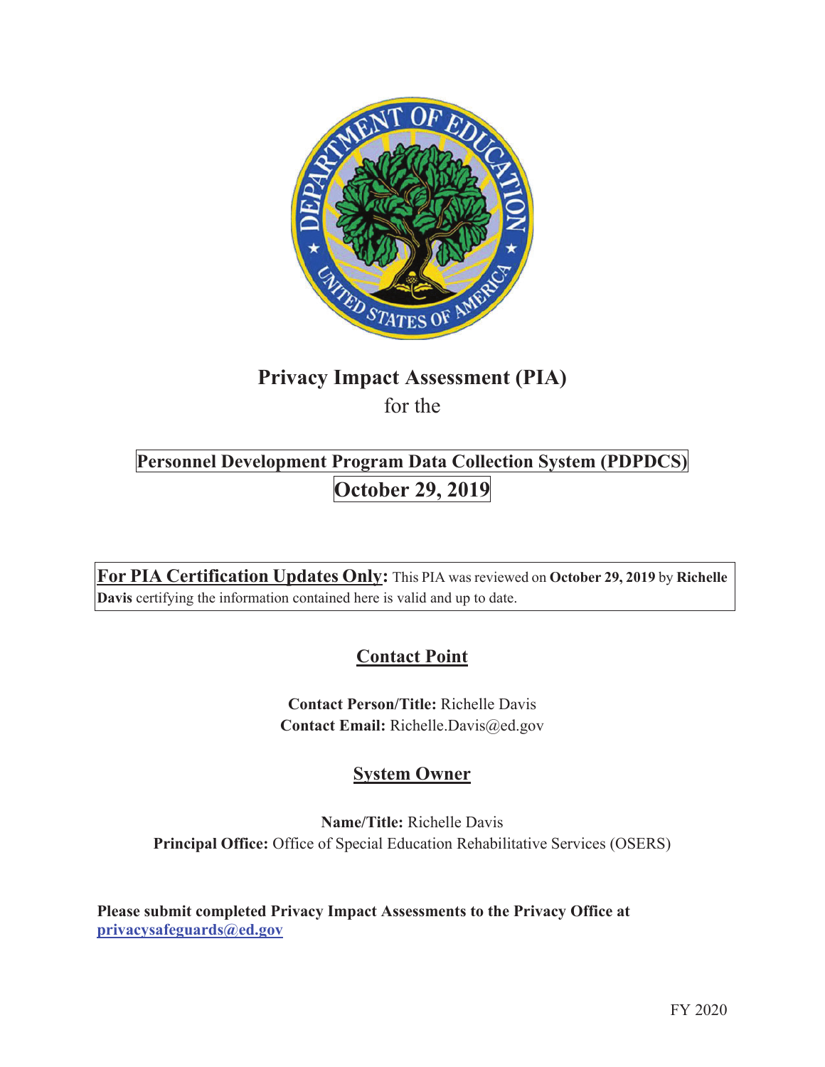# Privacy Impact Assessment (PIA)

for the

## Personnel Development Program Data Collection System (PDPDCS)

## October 29, 2019

**For PIA Certification Updates Only:** This PIA was reviewed on **October 29, 2019** by **Richelle Davis** certifying the information contained here is valid and up to date.

## Contact Point

**Contact Person/Title:** Richelle Davis
**Contact Email:** Richelle.Davis@ed.gov

## System Owner

**Name/Title:** Richelle Davis
**Principal Office:** Office of Special Education Rehabilitative Services (OSERS)

**Please submit completed Privacy Impact Assessments to the Privacy Office at privacysafeguards@ed.gov**

FY 2020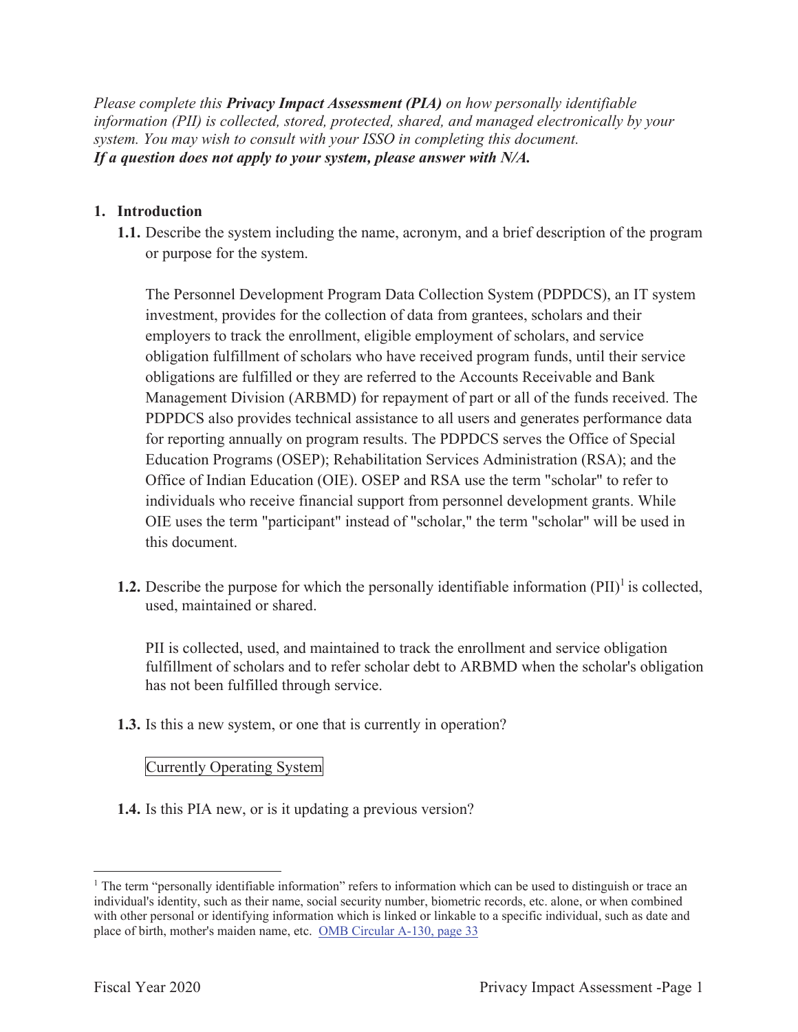*Please complete this **Privacy Impact Assessment (PIA)** on how personally identifiable information (PII) is collected, stored, protected, shared, and managed electronically by your system. You may wish to consult with your ISSO in completing this document.*
***If a question does not apply to your system, please answer with N/A.***

## 1. Introduction

**1.1.** Describe the system including the name, acronym, and a brief description of the program or purpose for the system.

The Personnel Development Program Data Collection System (PDPDCS), an IT system investment, provides for the collection of data from grantees, scholars and their employers to track the enrollment, eligible employment of scholars, and service obligation fulfillment of scholars who have received program funds, until their service obligations are fulfilled or they are referred to the Accounts Receivable and Bank Management Division (ARBMD) for repayment of part or all of the funds received. The PDPDCS also provides technical assistance to all users and generates performance data for reporting annually on program results. The PDPDCS serves the Office of Special Education Programs (OSEP); Rehabilitation Services Administration (RSA); and the Office of Indian Education (OIE). OSEP and RSA use the term "scholar" to refer to individuals who receive financial support from personnel development grants. While OIE uses the term "participant" instead of "scholar," the term "scholar" will be used in this document.

**1.2.** Describe the purpose for which the personally identifiable information (PII)[1] is collected, used, maintained or shared.

PII is collected, used, and maintained to track the enrollment and service obligation fulfillment of scholars and to refer scholar debt to ARBMD when the scholar's obligation has not been fulfilled through service.

**1.3.** Is this a new system, or one that is currently in operation?

Currently Operating System

**1.4.** Is this PIA new, or is it updating a previous version?

---

[1] The term "personally identifiable information" refers to information which can be used to distinguish or trace an individual's identity, such as their name, social security number, biometric records, etc. alone, or when combined with other personal or identifying information which is linked or linkable to a specific individual, such as date and place of birth, mother's maiden name, etc. [OMB Circular A-130, page 33]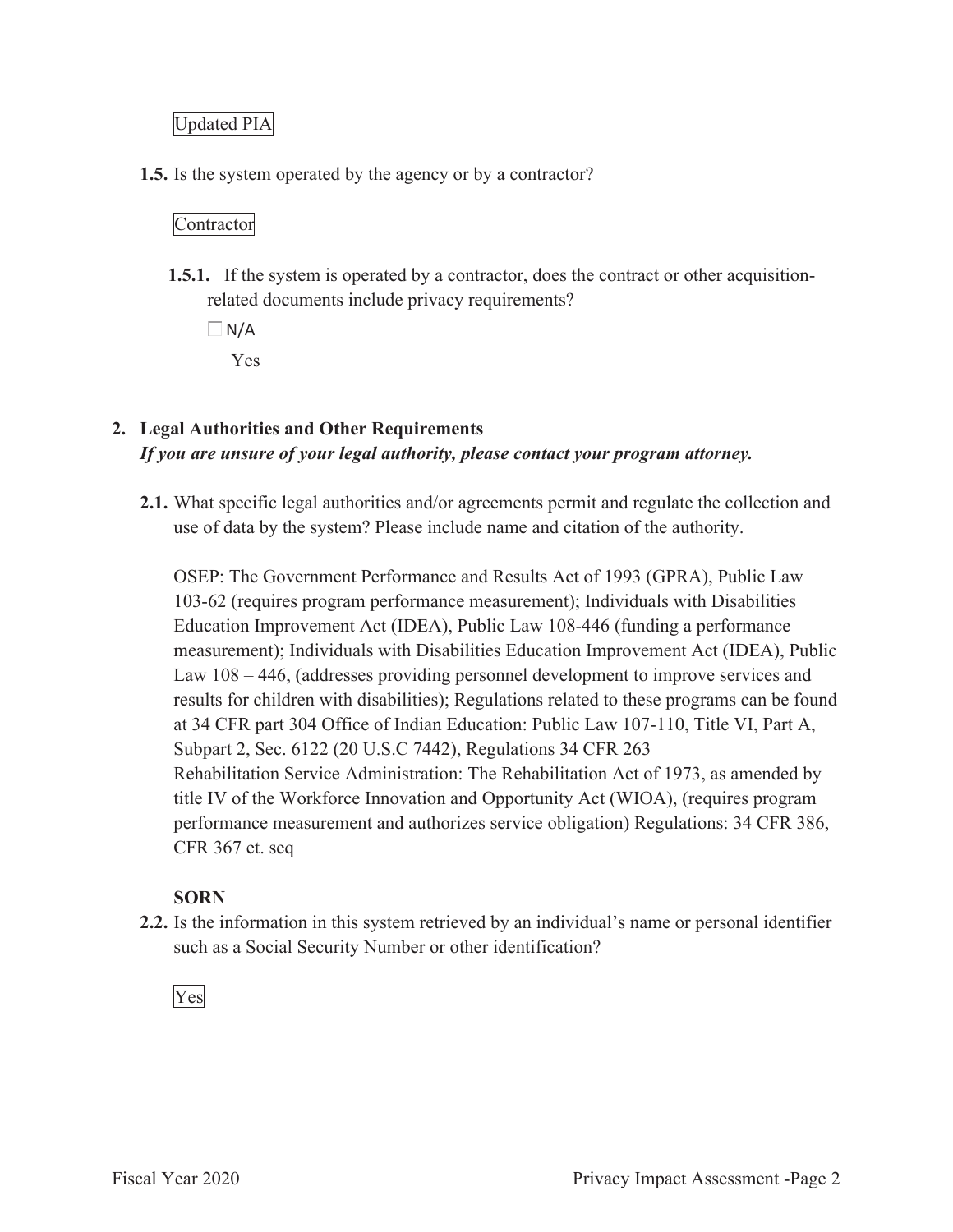Updated PIA

**1.5.** Is the system operated by the agency or by a contractor?

Contractor

**1.5.1.** If the system is operated by a contractor, does the contract or other acquisition-related documents include privacy requirements?

☐ N/A

Yes

## 2. Legal Authorities and Other Requirements

***If you are unsure of your legal authority, please contact your program attorney.***

**2.1.** What specific legal authorities and/or agreements permit and regulate the collection and use of data by the system? Please include name and citation of the authority.

OSEP: The Government Performance and Results Act of 1993 (GPRA), Public Law 103-62 (requires program performance measurement); Individuals with Disabilities Education Improvement Act (IDEA), Public Law 108-446 (funding a performance measurement); Individuals with Disabilities Education Improvement Act (IDEA), Public Law 108 – 446, (addresses providing personnel development to improve services and results for children with disabilities); Regulations related to these programs can be found at 34 CFR part 304 Office of Indian Education: Public Law 107-110, Title VI, Part A, Subpart 2, Sec. 6122 (20 U.S.C 7442), Regulations 34 CFR 263
Rehabilitation Service Administration: The Rehabilitation Act of 1973, as amended by title IV of the Workforce Innovation and Opportunity Act (WIOA), (requires program performance measurement and authorizes service obligation) Regulations: 34 CFR 386, CFR 367 et. seq

**SORN**

**2.2.** Is the information in this system retrieved by an individual's name or personal identifier such as a Social Security Number or other identification?

Yes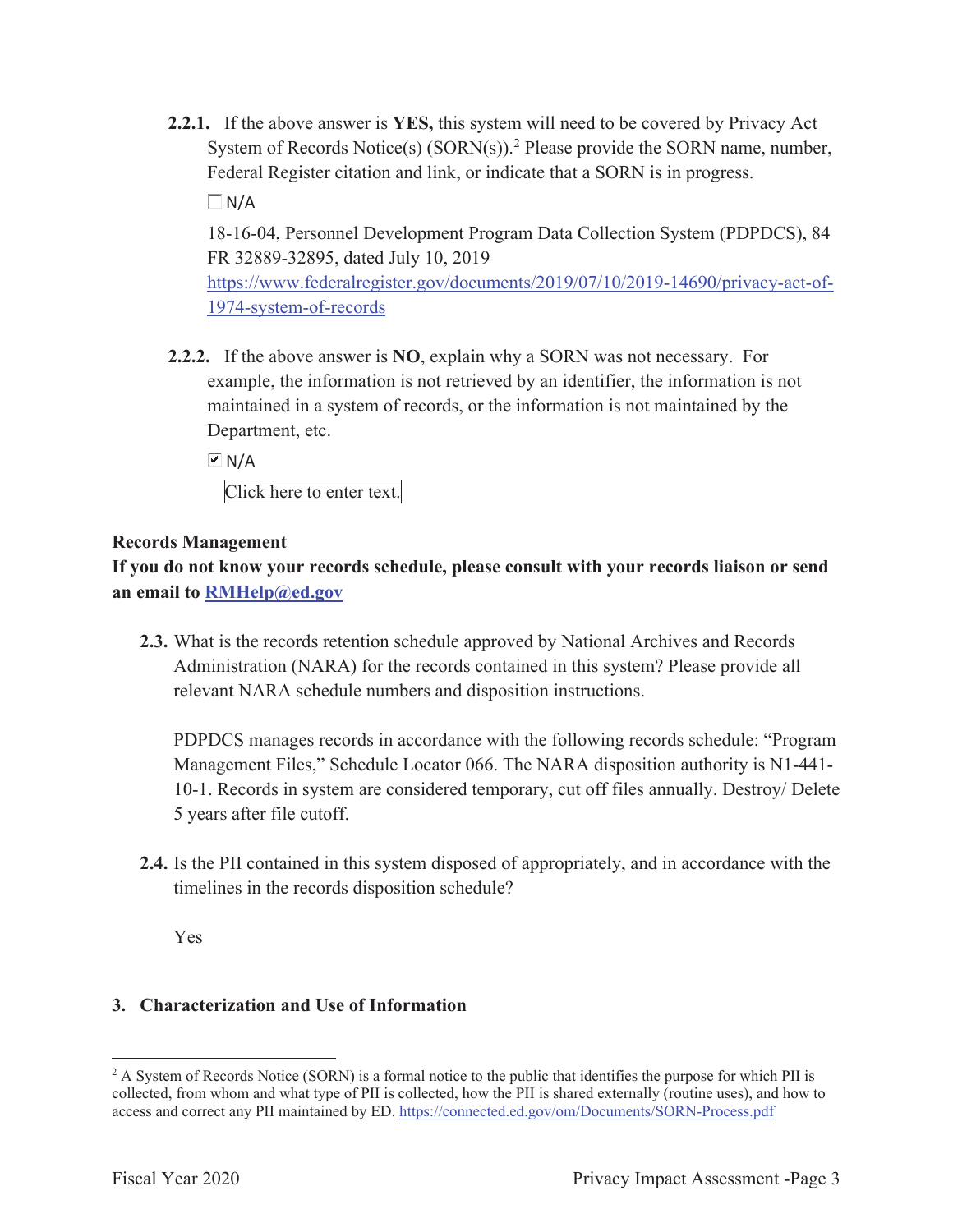**2.2.1.** If the above answer is **YES,** this system will need to be covered by Privacy Act System of Records Notice(s) (SORN(s)).[2] Please provide the SORN name, number, Federal Register citation and link, or indicate that a SORN is in progress.

☐ N/A

18-16-04, Personnel Development Program Data Collection System (PDPDCS), 84 FR 32889-32895, dated July 10, 2019
https://www.federalregister.gov/documents/2019/07/10/2019-14690/privacy-act-of-1974-system-of-records

**2.2.2.** If the above answer is **NO**, explain why a SORN was not necessary. For example, the information is not retrieved by an identifier, the information is not maintained in a system of records, or the information is not maintained by the Department, etc.

☑ N/A

Click here to enter text.

**Records Management**

**If you do not know your records schedule, please consult with your records liaison or send an email to RMHelp@ed.gov**

**2.3.** What is the records retention schedule approved by National Archives and Records Administration (NARA) for the records contained in this system? Please provide all relevant NARA schedule numbers and disposition instructions.

PDPDCS manages records in accordance with the following records schedule: "Program Management Files," Schedule Locator 066. The NARA disposition authority is N1-441-10-1. Records in system are considered temporary, cut off files annually. Destroy/ Delete 5 years after file cutoff.

**2.4.** Is the PII contained in this system disposed of appropriately, and in accordance with the timelines in the records disposition schedule?

Yes

## 3. Characterization and Use of Information

[2] A System of Records Notice (SORN) is a formal notice to the public that identifies the purpose for which PII is collected, from whom and what type of PII is collected, how the PII is shared externally (routine uses), and how to access and correct any PII maintained by ED. https://connected.ed.gov/om/Documents/SORN-Process.pdf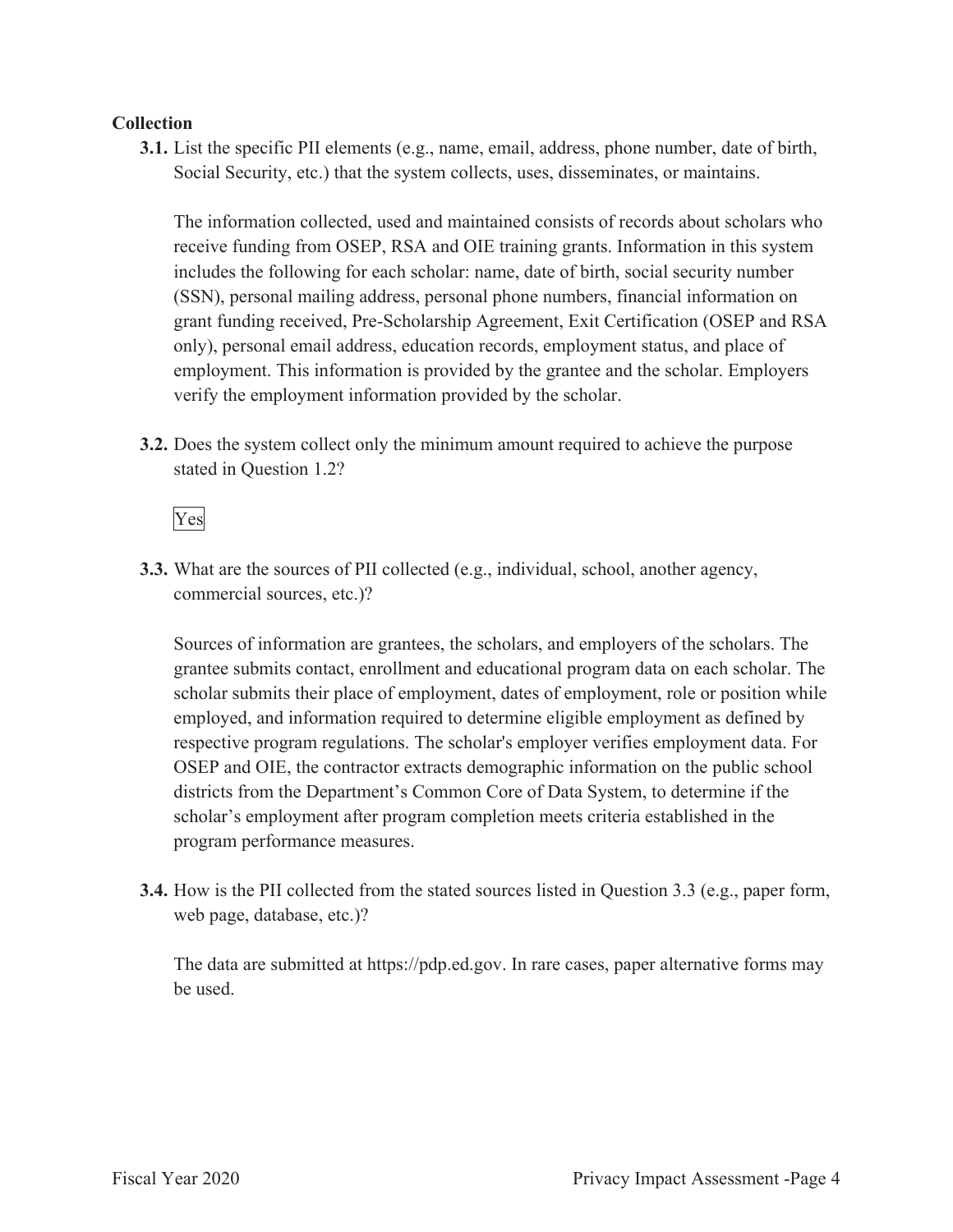**Collection**

**3.1.** List the specific PII elements (e.g., name, email, address, phone number, date of birth, Social Security, etc.) that the system collects, uses, disseminates, or maintains.

The information collected, used and maintained consists of records about scholars who receive funding from OSEP, RSA and OIE training grants. Information in this system includes the following for each scholar: name, date of birth, social security number (SSN), personal mailing address, personal phone numbers, financial information on grant funding received, Pre-Scholarship Agreement, Exit Certification (OSEP and RSA only), personal email address, education records, employment status, and place of employment. This information is provided by the grantee and the scholar. Employers verify the employment information provided by the scholar.

**3.2.** Does the system collect only the minimum amount required to achieve the purpose stated in Question 1.2?

Yes

**3.3.** What are the sources of PII collected (e.g., individual, school, another agency, commercial sources, etc.)?

Sources of information are grantees, the scholars, and employers of the scholars. The grantee submits contact, enrollment and educational program data on each scholar. The scholar submits their place of employment, dates of employment, role or position while employed, and information required to determine eligible employment as defined by respective program regulations. The scholar's employer verifies employment data. For OSEP and OIE, the contractor extracts demographic information on the public school districts from the Department's Common Core of Data System, to determine if the scholar's employment after program completion meets criteria established in the program performance measures.

**3.4.** How is the PII collected from the stated sources listed in Question 3.3 (e.g., paper form, web page, database, etc.)?

The data are submitted at https://pdp.ed.gov. In rare cases, paper alternative forms may be used.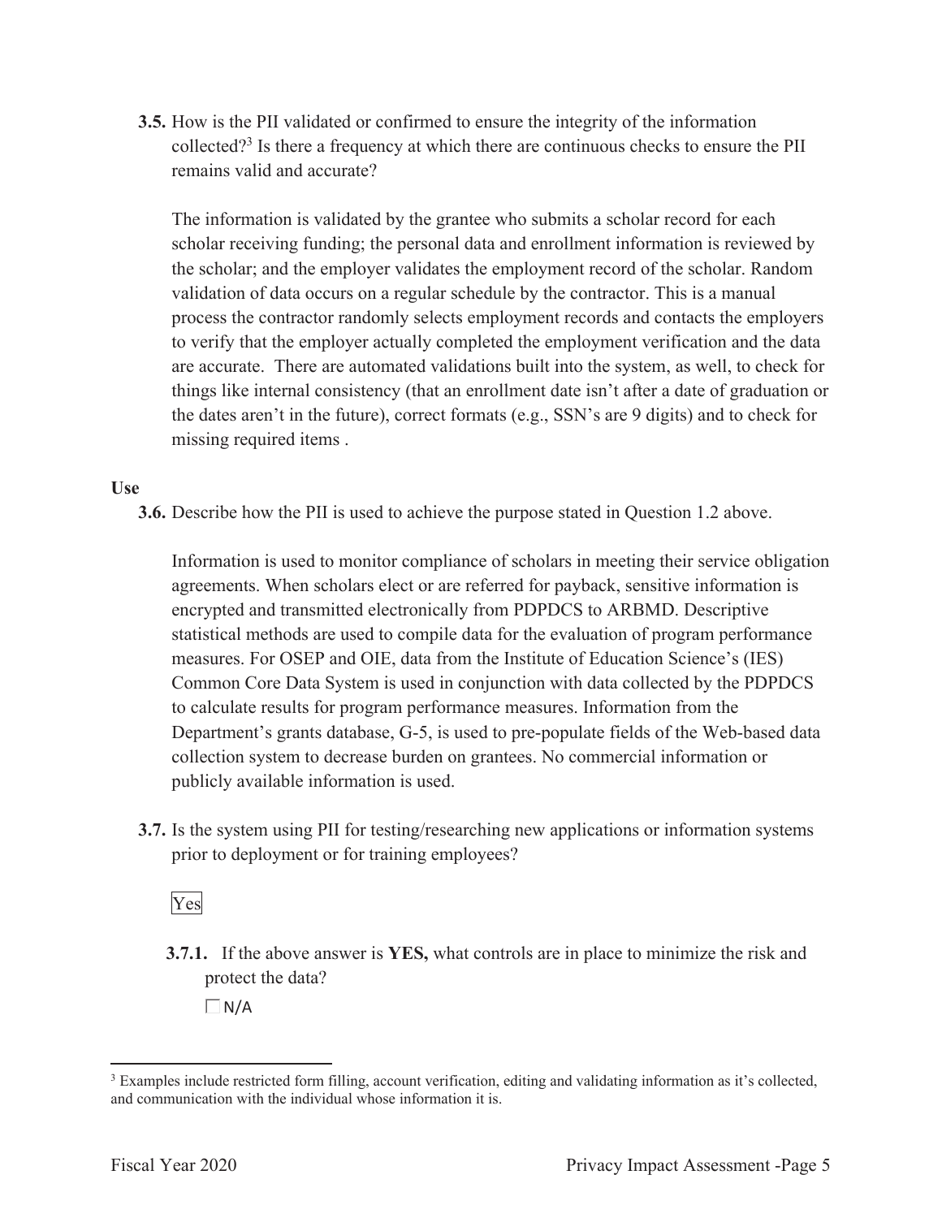**3.5.** How is the PII validated or confirmed to ensure the integrity of the information collected?[3] Is there a frequency at which there are continuous checks to ensure the PII remains valid and accurate?

The information is validated by the grantee who submits a scholar record for each scholar receiving funding; the personal data and enrollment information is reviewed by the scholar; and the employer validates the employment record of the scholar. Random validation of data occurs on a regular schedule by the contractor. This is a manual process the contractor randomly selects employment records and contacts the employers to verify that the employer actually completed the employment verification and the data are accurate. There are automated validations built into the system, as well, to check for things like internal consistency (that an enrollment date isn't after a date of graduation or the dates aren't in the future), correct formats (e.g., SSN's are 9 digits) and to check for missing required items .

**Use**

**3.6.** Describe how the PII is used to achieve the purpose stated in Question 1.2 above.

Information is used to monitor compliance of scholars in meeting their service obligation agreements. When scholars elect or are referred for payback, sensitive information is encrypted and transmitted electronically from PDPDCS to ARBMD. Descriptive statistical methods are used to compile data for the evaluation of program performance measures. For OSEP and OIE, data from the Institute of Education Science's (IES) Common Core Data System is used in conjunction with data collected by the PDPDCS to calculate results for program performance measures. Information from the Department's grants database, G-5, is used to pre-populate fields of the Web-based data collection system to decrease burden on grantees. No commercial information or publicly available information is used.

**3.7.** Is the system using PII for testing/researching new applications or information systems prior to deployment or for training employees?

Yes

**3.7.1.** If the above answer is **YES,** what controls are in place to minimize the risk and protect the data?

☐ N/A

---

[3] Examples include restricted form filling, account verification, editing and validating information as it's collected, and communication with the individual whose information it is.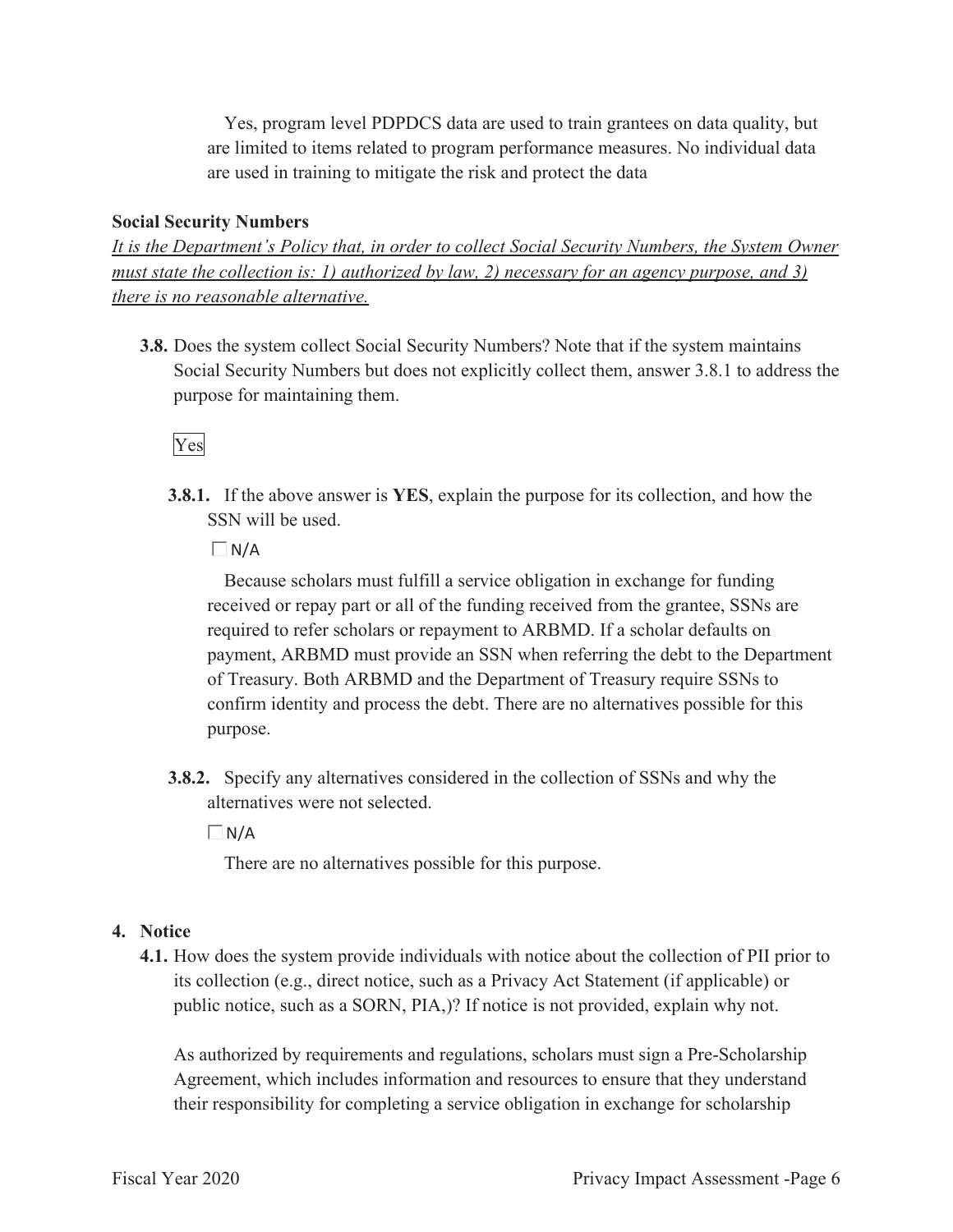Yes, program level PDPDCS data are used to train grantees on data quality, but are limited to items related to program performance measures. No individual data are used in training to mitigate the risk and protect the data

**Social Security Numbers**

*It is the Department's Policy that, in order to collect Social Security Numbers, the System Owner must state the collection is: 1) authorized by law, 2) necessary for an agency purpose, and 3) there is no reasonable alternative.*

**3.8.** Does the system collect Social Security Numbers? Note that if the system maintains Social Security Numbers but does not explicitly collect them, answer 3.8.1 to address the purpose for maintaining them.

Yes

**3.8.1.** If the above answer is **YES**, explain the purpose for its collection, and how the SSN will be used.

☐ N/A

Because scholars must fulfill a service obligation in exchange for funding received or repay part or all of the funding received from the grantee, SSNs are required to refer scholars or repayment to ARBMD. If a scholar defaults on payment, ARBMD must provide an SSN when referring the debt to the Department of Treasury. Both ARBMD and the Department of Treasury require SSNs to confirm identity and process the debt. There are no alternatives possible for this purpose.

**3.8.2.** Specify any alternatives considered in the collection of SSNs and why the alternatives were not selected.

☐ N/A

There are no alternatives possible for this purpose.

## 4. Notice

**4.1.** How does the system provide individuals with notice about the collection of PII prior to its collection (e.g., direct notice, such as a Privacy Act Statement (if applicable) or public notice, such as a SORN, PIA,)? If notice is not provided, explain why not.

As authorized by requirements and regulations, scholars must sign a Pre-Scholarship Agreement, which includes information and resources to ensure that they understand their responsibility for completing a service obligation in exchange for scholarship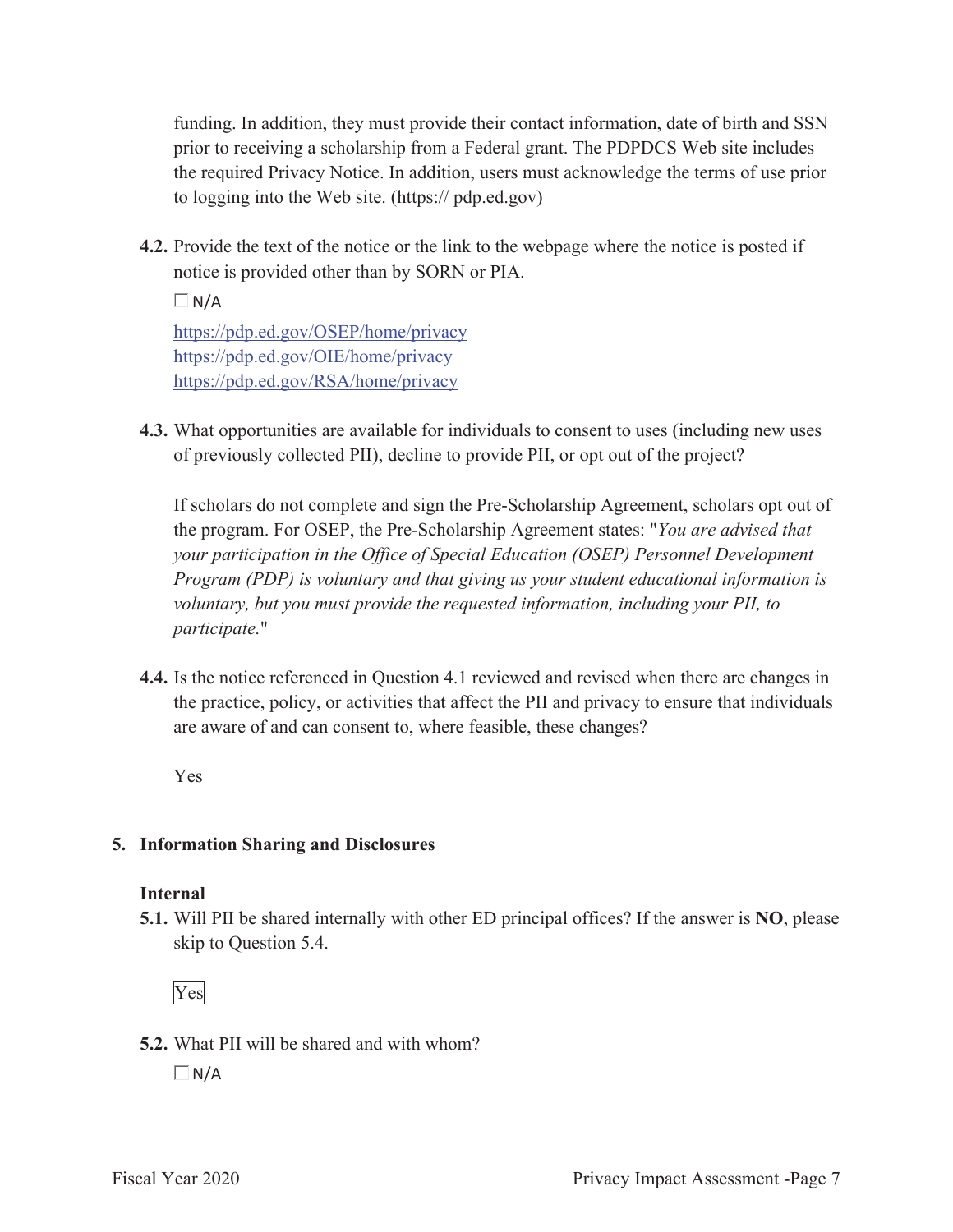funding. In addition, they must provide their contact information, date of birth and SSN prior to receiving a scholarship from a Federal grant. The PDPDCS Web site includes the required Privacy Notice. In addition, users must acknowledge the terms of use prior to logging into the Web site. (https:// pdp.ed.gov)

**4.2.** Provide the text of the notice or the link to the webpage where the notice is posted if notice is provided other than by SORN or PIA.

☐ N/A

https://pdp.ed.gov/OSEP/home/privacy
https://pdp.ed.gov/OIE/home/privacy
https://pdp.ed.gov/RSA/home/privacy

**4.3.** What opportunities are available for individuals to consent to uses (including new uses of previously collected PII), decline to provide PII, or opt out of the project?

If scholars do not complete and sign the Pre-Scholarship Agreement, scholars opt out of the program. For OSEP, the Pre-Scholarship Agreement states: "*You are advised that your participation in the Office of Special Education (OSEP) Personnel Development Program (PDP) is voluntary and that giving us your student educational information is voluntary, but you must provide the requested information, including your PII, to participate.*"

**4.4.** Is the notice referenced in Question 4.1 reviewed and revised when there are changes in the practice, policy, or activities that affect the PII and privacy to ensure that individuals are aware of and can consent to, where feasible, these changes?

Yes

## 5. Information Sharing and Disclosures

### Internal

**5.1.** Will PII be shared internally with other ED principal offices? If the answer is **NO**, please skip to Question 5.4.

Yes

**5.2.** What PII will be shared and with whom?

☐ N/A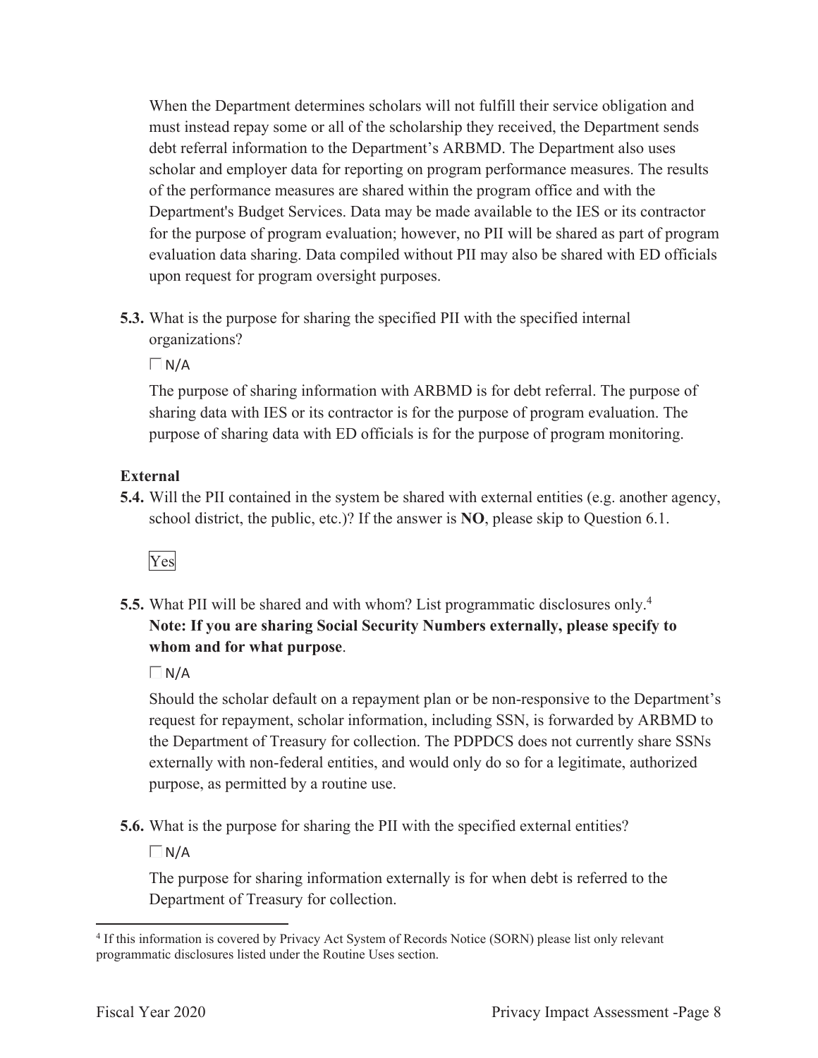When the Department determines scholars will not fulfill their service obligation and must instead repay some or all of the scholarship they received, the Department sends debt referral information to the Department's ARBMD. The Department also uses scholar and employer data for reporting on program performance measures. The results of the performance measures are shared within the program office and with the Department's Budget Services. Data may be made available to the IES or its contractor for the purpose of program evaluation; however, no PII will be shared as part of program evaluation data sharing. Data compiled without PII may also be shared with ED officials upon request for program oversight purposes.

**5.3.** What is the purpose for sharing the specified PII with the specified internal organizations?

☐ N/A

The purpose of sharing information with ARBMD is for debt referral. The purpose of sharing data with IES or its contractor is for the purpose of program evaluation. The purpose of sharing data with ED officials is for the purpose of program monitoring.

**External**

**5.4.** Will the PII contained in the system be shared with external entities (e.g. another agency, school district, the public, etc.)? If the answer is **NO**, please skip to Question 6.1.

Yes

**5.5.** What PII will be shared and with whom? List programmatic disclosures only.[4] **Note: If you are sharing Social Security Numbers externally, please specify to whom and for what purpose**.

☐ N/A

Should the scholar default on a repayment plan or be non-responsive to the Department's request for repayment, scholar information, including SSN, is forwarded by ARBMD to the Department of Treasury for collection. The PDPDCS does not currently share SSNs externally with non-federal entities, and would only do so for a legitimate, authorized purpose, as permitted by a routine use.

**5.6.** What is the purpose for sharing the PII with the specified external entities?

☐ N/A

The purpose for sharing information externally is for when debt is referred to the Department of Treasury for collection.

[4] If this information is covered by Privacy Act System of Records Notice (SORN) please list only relevant programmatic disclosures listed under the Routine Uses section.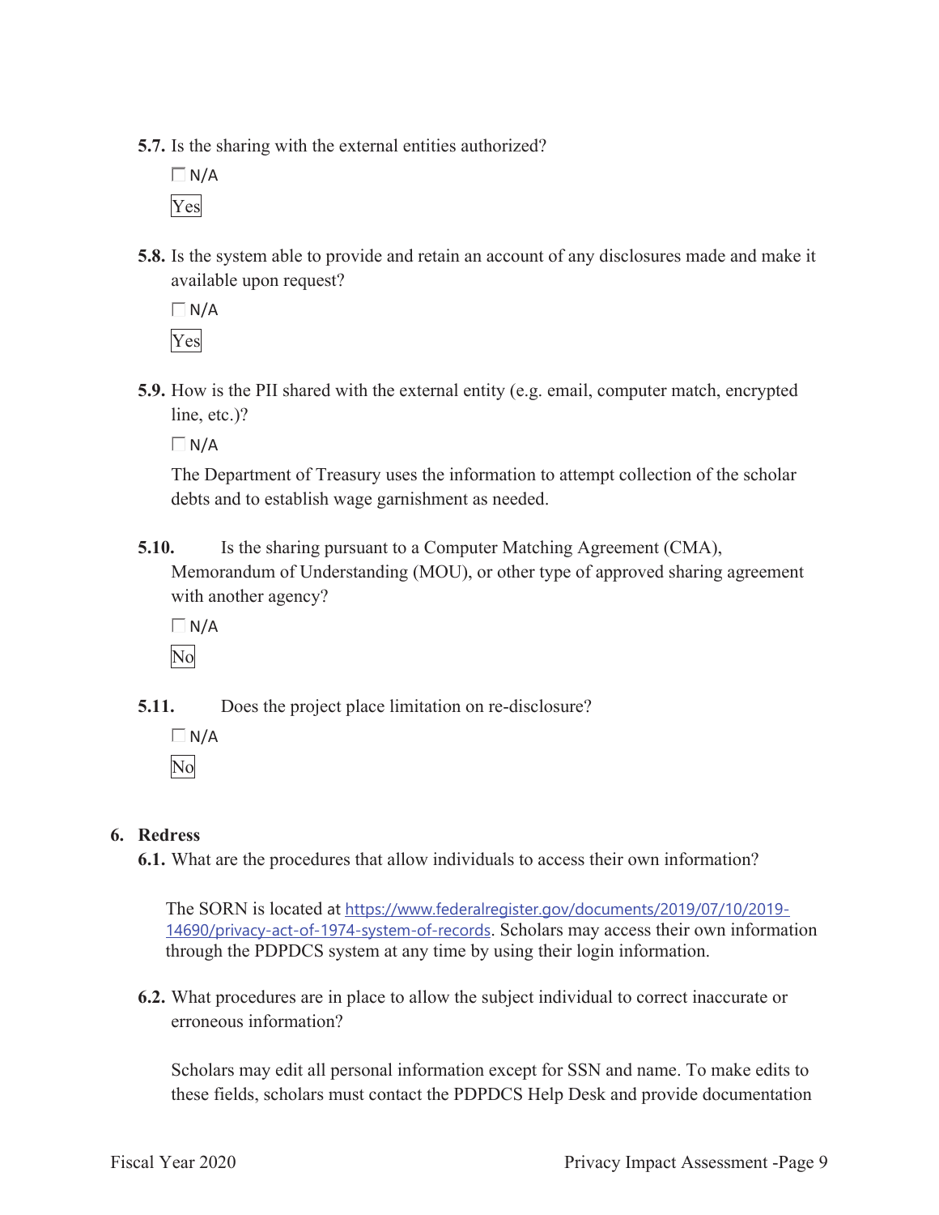**5.7.** Is the sharing with the external entities authorized?

☐ N/A

Yes

**5.8.** Is the system able to provide and retain an account of any disclosures made and make it available upon request?

☐ N/A

Yes

**5.9.** How is the PII shared with the external entity (e.g. email, computer match, encrypted line, etc.)?

☐ N/A

The Department of Treasury uses the information to attempt collection of the scholar debts and to establish wage garnishment as needed.

**5.10.** Is the sharing pursuant to a Computer Matching Agreement (CMA), Memorandum of Understanding (MOU), or other type of approved sharing agreement with another agency?

☐ N/A

No

**5.11.** Does the project place limitation on re-disclosure?

☐ N/A

No

## 6. Redress

**6.1.** What are the procedures that allow individuals to access their own information?

The SORN is located at https://www.federalregister.gov/documents/2019/07/10/2019-14690/privacy-act-of-1974-system-of-records. Scholars may access their own information through the PDPDCS system at any time by using their login information.

**6.2.** What procedures are in place to allow the subject individual to correct inaccurate or erroneous information?

Scholars may edit all personal information except for SSN and name. To make edits to these fields, scholars must contact the PDPDCS Help Desk and provide documentation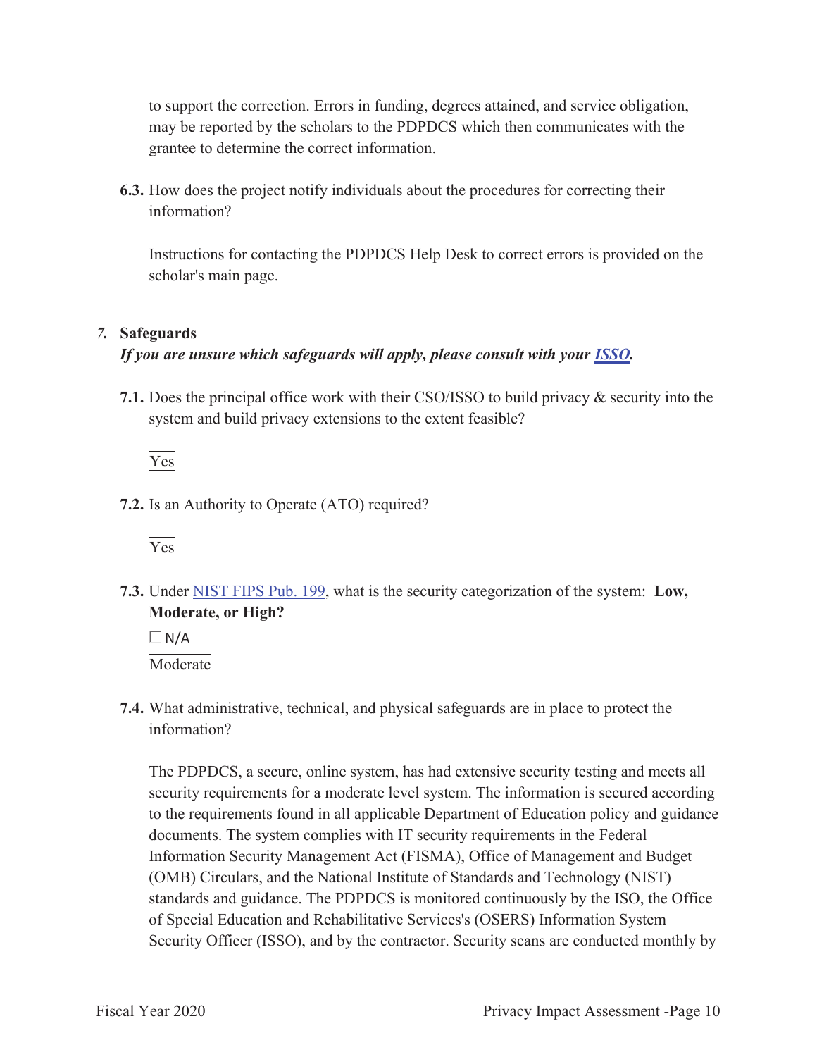to support the correction. Errors in funding, degrees attained, and service obligation, may be reported by the scholars to the PDPDCS which then communicates with the grantee to determine the correct information.

**6.3.** How does the project notify individuals about the procedures for correcting their information?

Instructions for contacting the PDPDCS Help Desk to correct errors is provided on the scholar's main page.

## *7.* Safeguards

***If you are unsure which safeguards will apply, please consult with your [ISSO](ISSO).***

**7.1.** Does the principal office work with their CSO/ISSO to build privacy & security into the system and build privacy extensions to the extent feasible?

Yes

**7.2.** Is an Authority to Operate (ATO) required?

Yes

**7.3.** Under [NIST FIPS Pub. 199](NIST FIPS Pub. 199), what is the security categorization of the system: **Low, Moderate, or High?**

☐ N/A

Moderate

**7.4.** What administrative, technical, and physical safeguards are in place to protect the information?

The PDPDCS, a secure, online system, has had extensive security testing and meets all security requirements for a moderate level system. The information is secured according to the requirements found in all applicable Department of Education policy and guidance documents. The system complies with IT security requirements in the Federal Information Security Management Act (FISMA), Office of Management and Budget (OMB) Circulars, and the National Institute of Standards and Technology (NIST) standards and guidance. The PDPDCS is monitored continuously by the ISO, the Office of Special Education and Rehabilitative Services's (OSERS) Information System Security Officer (ISSO), and by the contractor. Security scans are conducted monthly by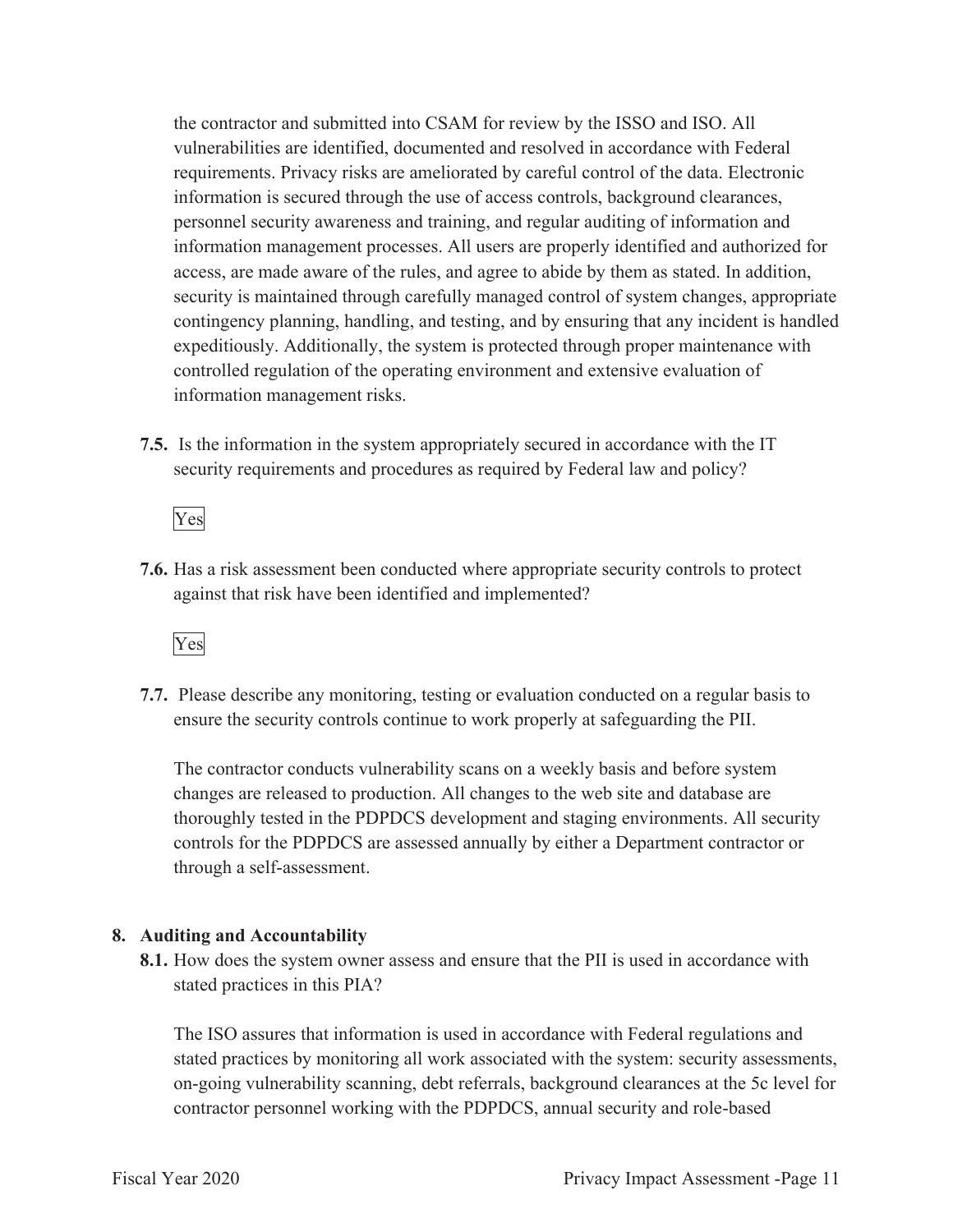the contractor and submitted into CSAM for review by the ISSO and ISO. All vulnerabilities are identified, documented and resolved in accordance with Federal requirements. Privacy risks are ameliorated by careful control of the data. Electronic information is secured through the use of access controls, background clearances, personnel security awareness and training, and regular auditing of information and information management processes. All users are properly identified and authorized for access, are made aware of the rules, and agree to abide by them as stated. In addition, security is maintained through carefully managed control of system changes, appropriate contingency planning, handling, and testing, and by ensuring that any incident is handled expeditiously. Additionally, the system is protected through proper maintenance with controlled regulation of the operating environment and extensive evaluation of information management risks.

**7.5.** Is the information in the system appropriately secured in accordance with the IT security requirements and procedures as required by Federal law and policy?

Yes

**7.6.** Has a risk assessment been conducted where appropriate security controls to protect against that risk have been identified and implemented?

Yes

**7.7.** Please describe any monitoring, testing or evaluation conducted on a regular basis to ensure the security controls continue to work properly at safeguarding the PII.

The contractor conducts vulnerability scans on a weekly basis and before system changes are released to production. All changes to the web site and database are thoroughly tested in the PDPDCS development and staging environments. All security controls for the PDPDCS are assessed annually by either a Department contractor or through a self-assessment.

## 8. Auditing and Accountability

**8.1.** How does the system owner assess and ensure that the PII is used in accordance with stated practices in this PIA?

The ISO assures that information is used in accordance with Federal regulations and stated practices by monitoring all work associated with the system: security assessments, on-going vulnerability scanning, debt referrals, background clearances at the 5c level for contractor personnel working with the PDPDCS, annual security and role-based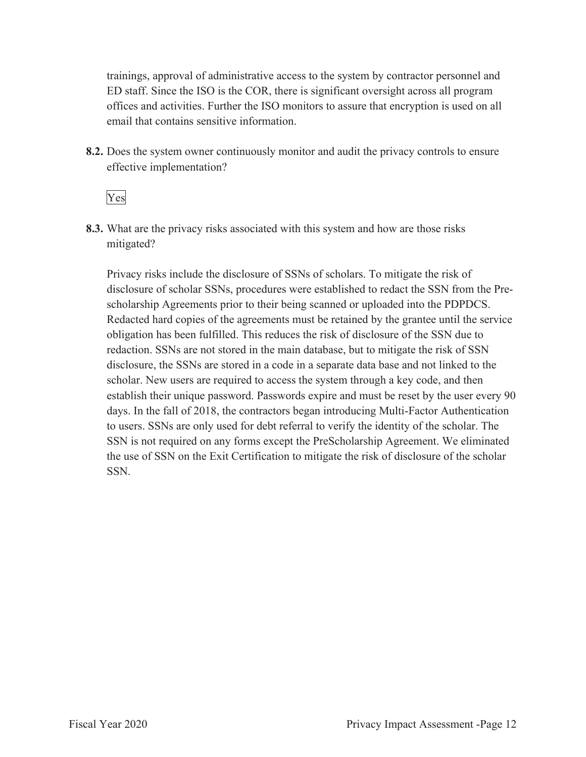trainings, approval of administrative access to the system by contractor personnel and ED staff. Since the ISO is the COR, there is significant oversight across all program offices and activities. Further the ISO monitors to assure that encryption is used on all email that contains sensitive information.

**8.2.** Does the system owner continuously monitor and audit the privacy controls to ensure effective implementation?

Yes

**8.3.** What are the privacy risks associated with this system and how are those risks mitigated?

Privacy risks include the disclosure of SSNs of scholars. To mitigate the risk of disclosure of scholar SSNs, procedures were established to redact the SSN from the Pre-scholarship Agreements prior to their being scanned or uploaded into the PDPDCS. Redacted hard copies of the agreements must be retained by the grantee until the service obligation has been fulfilled. This reduces the risk of disclosure of the SSN due to redaction. SSNs are not stored in the main database, but to mitigate the risk of SSN disclosure, the SSNs are stored in a code in a separate data base and not linked to the scholar. New users are required to access the system through a key code, and then establish their unique password. Passwords expire and must be reset by the user every 90 days. In the fall of 2018, the contractors began introducing Multi-Factor Authentication to users. SSNs are only used for debt referral to verify the identity of the scholar. The SSN is not required on any forms except the PreScholarship Agreement. We eliminated the use of SSN on the Exit Certification to mitigate the risk of disclosure of the scholar SSN.